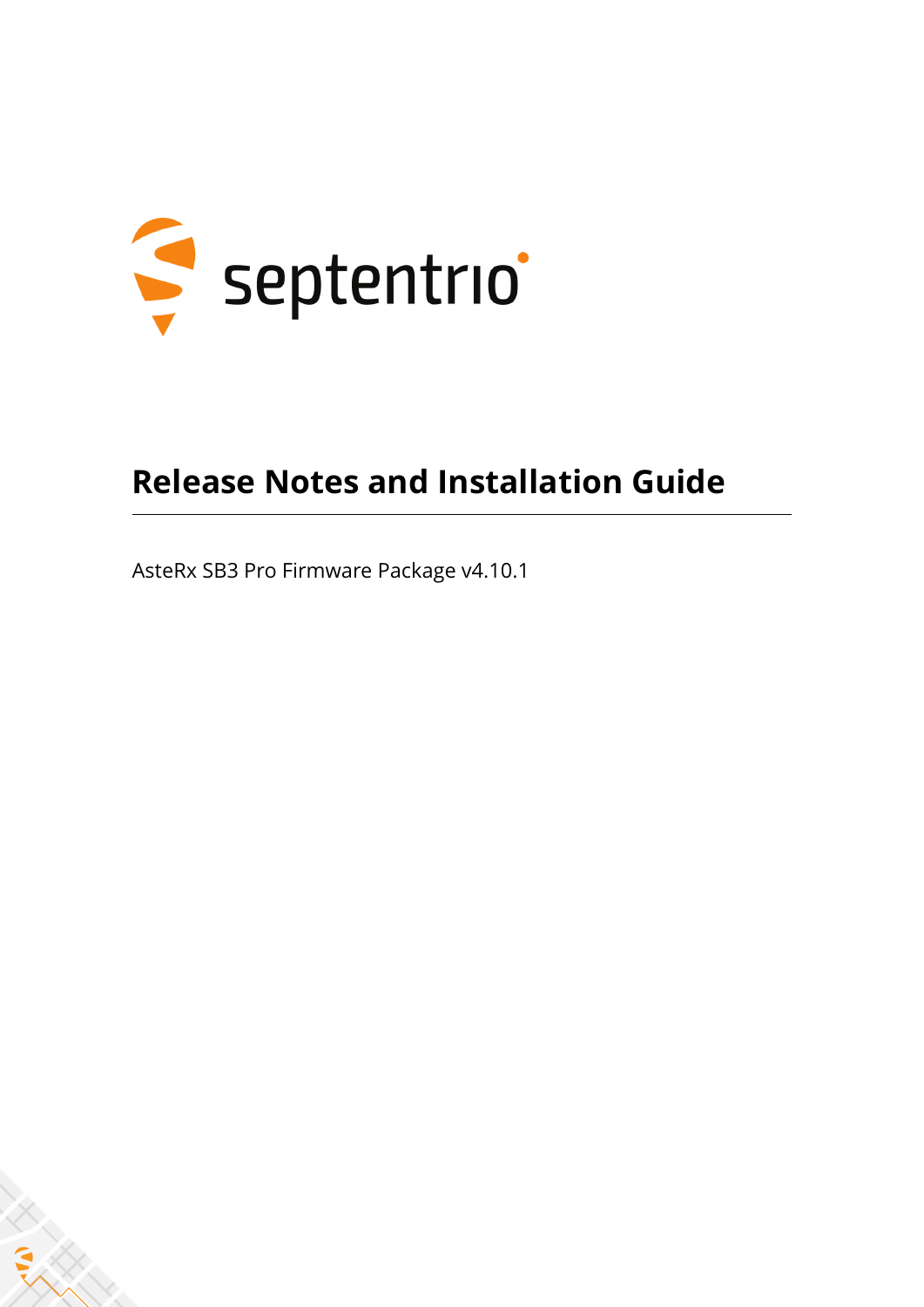# Release Notes and Installation Guide

AsteRx SB3 Pro Firmware Package v4.10.1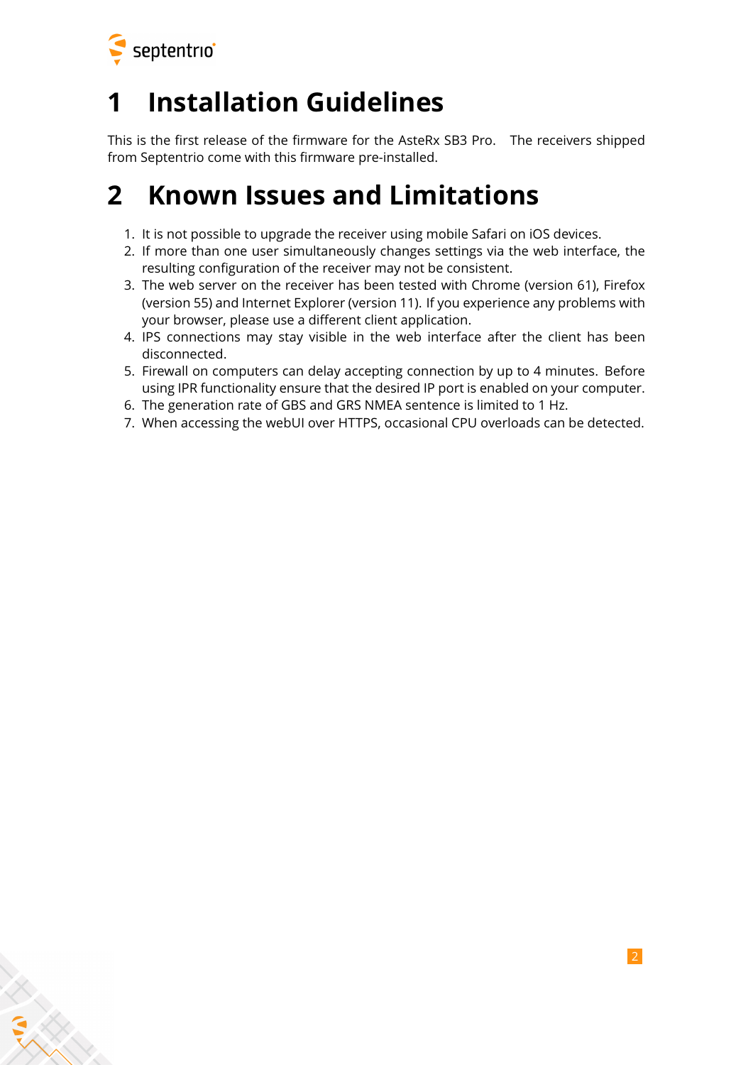# 1 Installation Guidelines

This is the first release of the firmware for the AsteRx SB3 Pro. The receivers shipped from Septentrio come with this firmware pre-installed.

# 2 Known Issues and Limitations

1. It is not possible to upgrade the receiver using mobile Safari on iOS devices.
2. If more than one user simultaneously changes settings via the web interface, the resulting configuration of the receiver may not be consistent.
3. The web server on the receiver has been tested with Chrome (version 61), Firefox (version 55) and Internet Explorer (version 11). If you experience any problems with your browser, please use a different client application.
4. IPS connections may stay visible in the web interface after the client has been disconnected.
5. Firewall on computers can delay accepting connection by up to 4 minutes. Before using IPR functionality ensure that the desired IP port is enabled on your computer.
6. The generation rate of GBS and GRS NMEA sentence is limited to 1 Hz.
7. When accessing the webUI over HTTPS, occasional CPU overloads can be detected.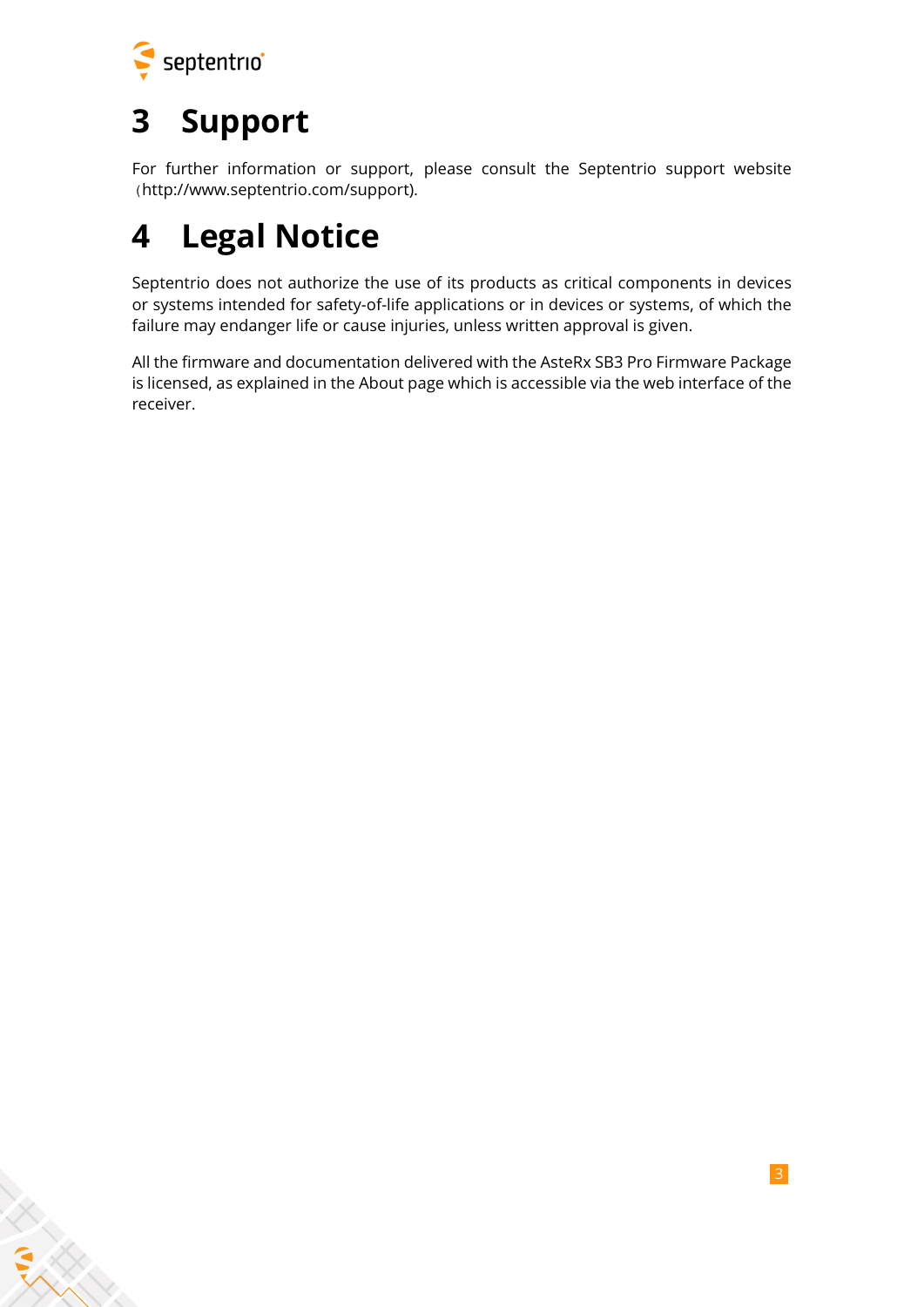# 3 Support

For further information or support, please consult the Septentrio support website (http://www.septentrio.com/support).

# 4 Legal Notice

Septentrio does not authorize the use of its products as critical components in devices or systems intended for safety-of-life applications or in devices or systems, of which the failure may endanger life or cause injuries, unless written approval is given.

All the firmware and documentation delivered with the AsteRx SB3 Pro Firmware Package is licensed, as explained in the About page which is accessible via the web interface of the receiver.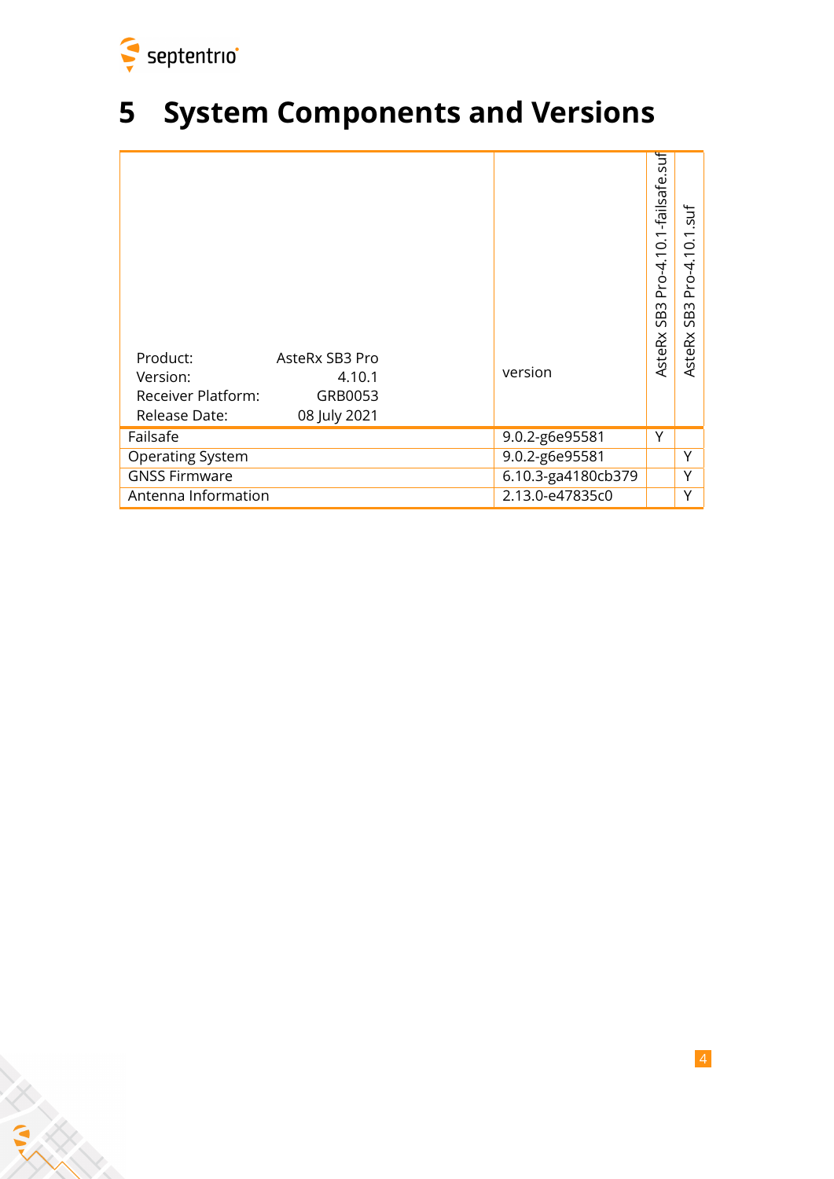# 5 System Components and Versions

| Product: AsteRx SB3 Pro<br>Version: 4.10.1<br>Receiver Platform: GRB0053<br>Release Date: 08 July 2021 | version | AsteRx SB3 Pro-4.10.1-failsafe.suf | AsteRx SB3 Pro-4.10.1.suf |
|---|---|---|---|
| Failsafe | 9.0.2-g6e95581 | Y | |
| Operating System | 9.0.2-g6e95581 | | Y |
| GNSS Firmware | 6.10.3-ga4180cb379 | | Y |
| Antenna Information | 2.13.0-e47835c0 | | Y |